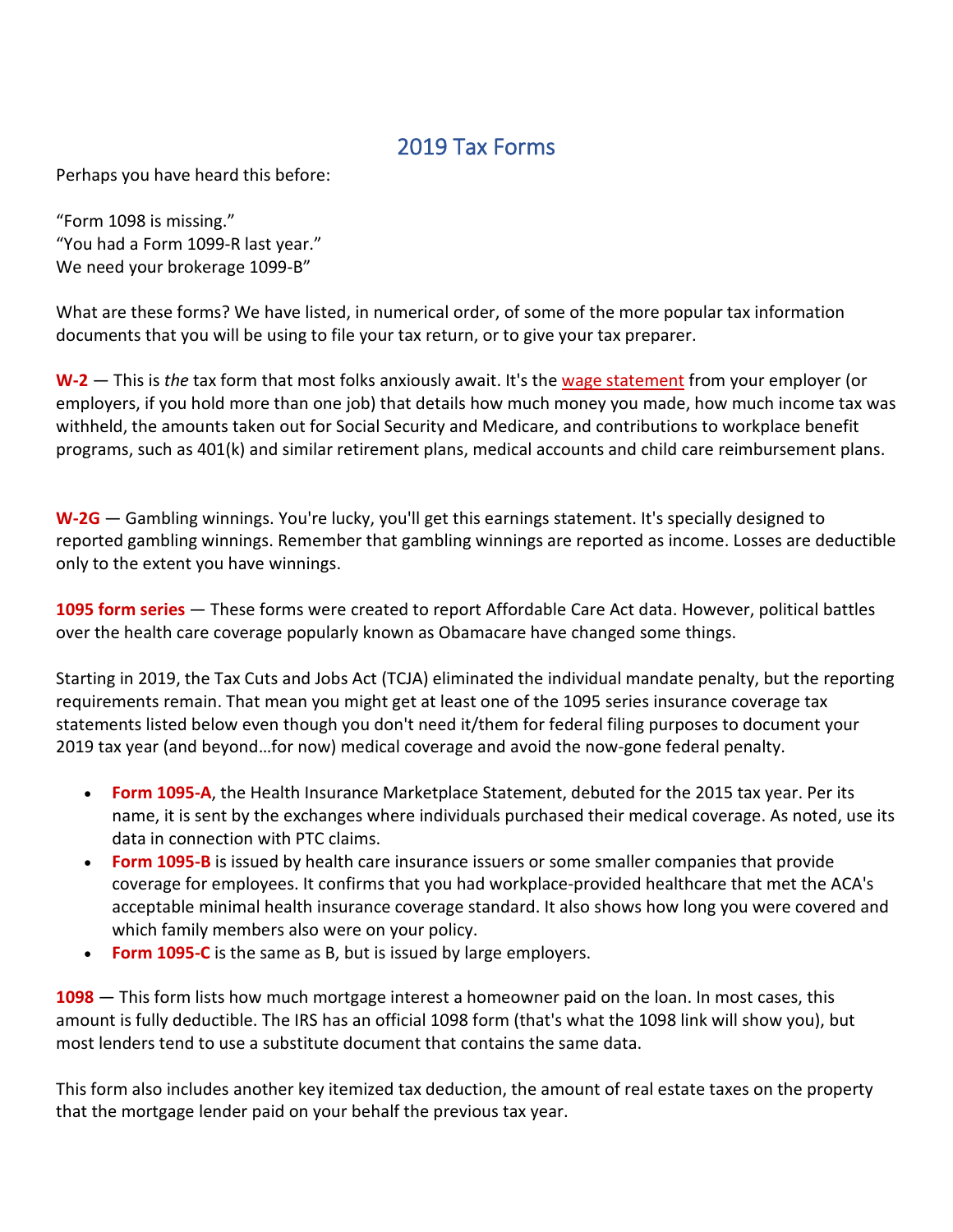# 2019 Tax Forms

Perhaps you have heard this before:

"Form 1098 is missing."
"You had a Form 1099-R last year."
We need your brokerage 1099-B"

What are these forms? We have listed, in numerical order, of some of the more popular tax information documents that you will be using to file your tax return, or to give your tax preparer.

**W-2** — This is *the* tax form that most folks anxiously await. It's the wage statement from your employer (or employers, if you hold more than one job) that details how much money you made, how much income tax was withheld, the amounts taken out for Social Security and Medicare, and contributions to workplace benefit programs, such as 401(k) and similar retirement plans, medical accounts and child care reimbursement plans.

**W-2G** — Gambling winnings. You're lucky, you'll get this earnings statement. It's specially designed to reported gambling winnings. Remember that gambling winnings are reported as income. Losses are deductible only to the extent you have winnings.

**1095 form series** — These forms were created to report Affordable Care Act data. However, political battles over the health care coverage popularly known as Obamacare have changed some things.

Starting in 2019, the Tax Cuts and Jobs Act (TCJA) eliminated the individual mandate penalty, but the reporting requirements remain. That mean you might get at least one of the 1095 series insurance coverage tax statements listed below even though you don't need it/them for federal filing purposes to document your 2019 tax year (and beyond…for now) medical coverage and avoid the now-gone federal penalty.

- **Form 1095-A**, the Health Insurance Marketplace Statement, debuted for the 2015 tax year. Per its name, it is sent by the exchanges where individuals purchased their medical coverage. As noted, use its data in connection with PTC claims.
- **Form 1095-B** is issued by health care insurance issuers or some smaller companies that provide coverage for employees. It confirms that you had workplace-provided healthcare that met the ACA's acceptable minimal health insurance coverage standard. It also shows how long you were covered and which family members also were on your policy.
- **Form 1095-C** is the same as B, but is issued by large employers.

**1098** — This form lists how much mortgage interest a homeowner paid on the loan. In most cases, this amount is fully deductible. The IRS has an official 1098 form (that's what the 1098 link will show you), but most lenders tend to use a substitute document that contains the same data.

This form also includes another key itemized tax deduction, the amount of real estate taxes on the property that the mortgage lender paid on your behalf the previous tax year.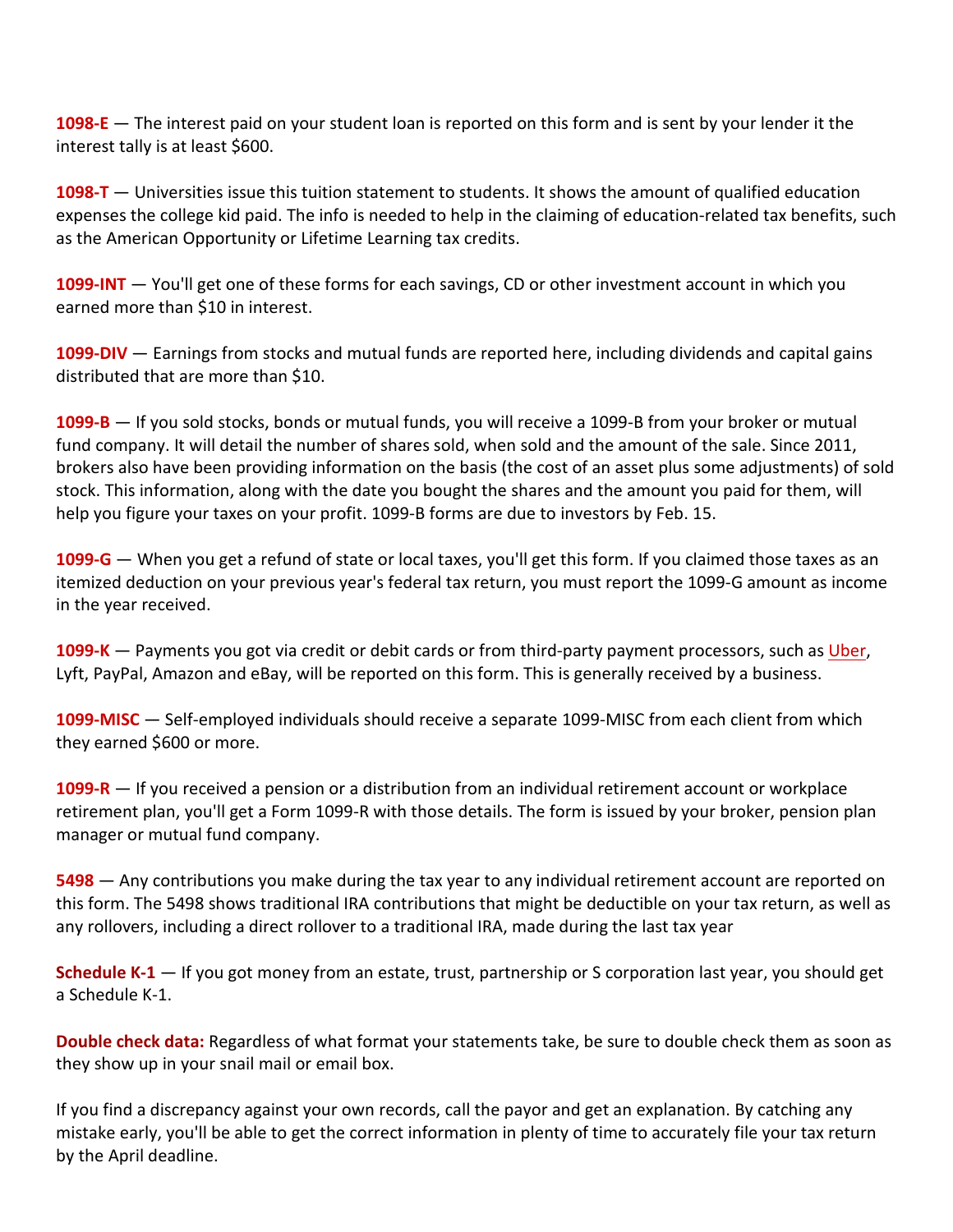**1098-E** — The interest paid on your student loan is reported on this form and is sent by your lender it the interest tally is at least $600.

**1098-T** — Universities issue this tuition statement to students. It shows the amount of qualified education expenses the college kid paid. The info is needed to help in the claiming of education-related tax benefits, such as the American Opportunity or Lifetime Learning tax credits.

**1099-INT** — You'll get one of these forms for each savings, CD or other investment account in which you earned more than $10 in interest.

**1099-DIV** — Earnings from stocks and mutual funds are reported here, including dividends and capital gains distributed that are more than $10.

**1099-B** — If you sold stocks, bonds or mutual funds, you will receive a 1099-B from your broker or mutual fund company. It will detail the number of shares sold, when sold and the amount of the sale. Since 2011, brokers also have been providing information on the basis (the cost of an asset plus some adjustments) of sold stock. This information, along with the date you bought the shares and the amount you paid for them, will help you figure your taxes on your profit. 1099-B forms are due to investors by Feb. 15.

**1099-G** — When you get a refund of state or local taxes, you'll get this form. If you claimed those taxes as an itemized deduction on your previous year's federal tax return, you must report the 1099-G amount as income in the year received.

**1099-K** — Payments you got via credit or debit cards or from third-party payment processors, such as Uber, Lyft, PayPal, Amazon and eBay, will be reported on this form. This is generally received by a business.

**1099-MISC** — Self-employed individuals should receive a separate 1099-MISC from each client from which they earned $600 or more.

**1099-R** — If you received a pension or a distribution from an individual retirement account or workplace retirement plan, you'll get a Form 1099-R with those details. The form is issued by your broker, pension plan manager or mutual fund company.

**5498** — Any contributions you make during the tax year to any individual retirement account are reported on this form. The 5498 shows traditional IRA contributions that might be deductible on your tax return, as well as any rollovers, including a direct rollover to a traditional IRA, made during the last tax year

**Schedule K-1** — If you got money from an estate, trust, partnership or S corporation last year, you should get a Schedule K-1.

**Double check data:** Regardless of what format your statements take, be sure to double check them as soon as they show up in your snail mail or email box.

If you find a discrepancy against your own records, call the payor and get an explanation. By catching any mistake early, you'll be able to get the correct information in plenty of time to accurately file your tax return by the April deadline.